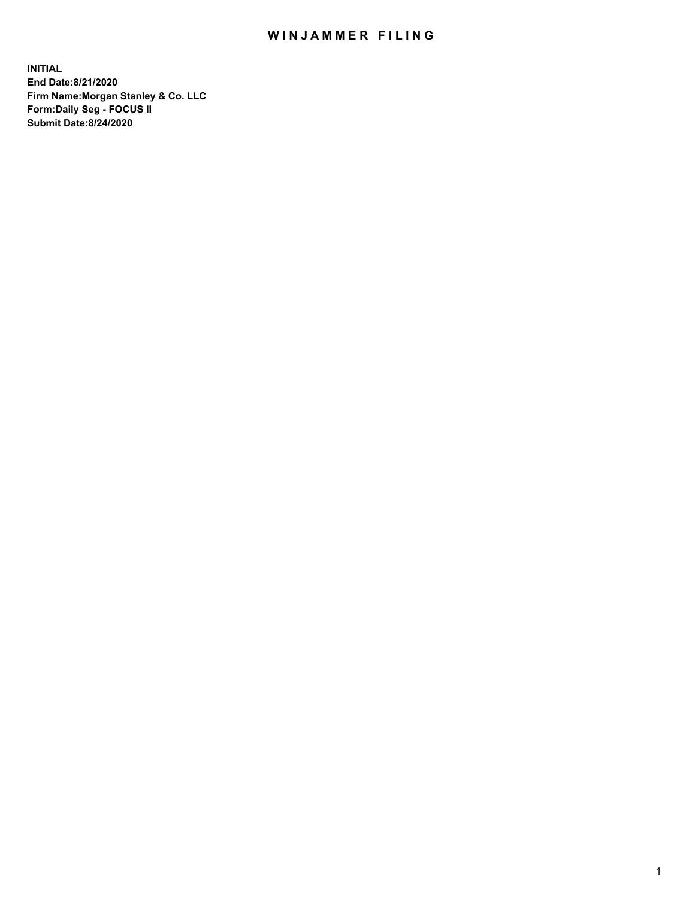# WINJAMMER FILING

**INITIAL**
**End Date:8/21/2020**
**Firm Name:Morgan Stanley & Co. LLC**
**Form:Daily Seg - FOCUS II**
**Submit Date:8/24/2020**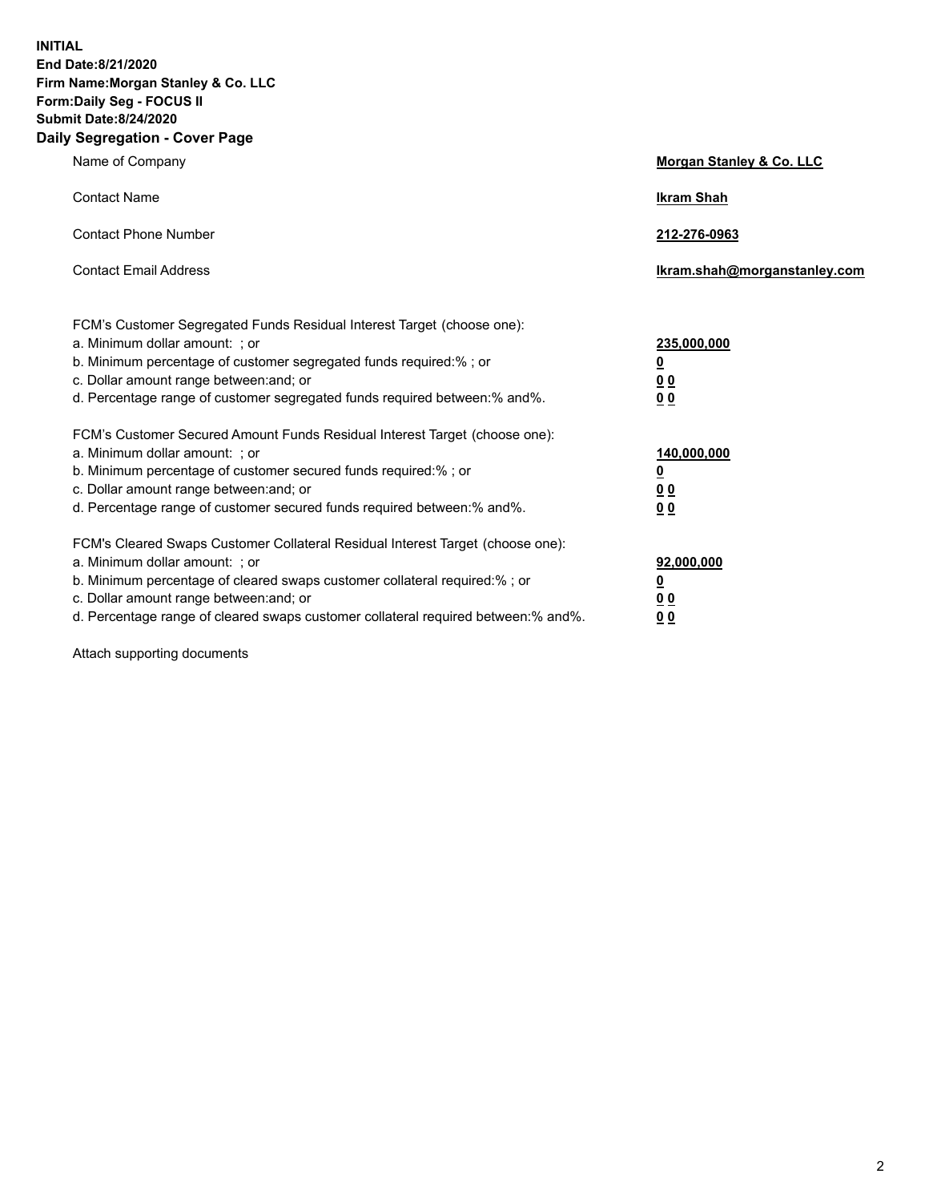**INITIAL**
**End Date:8/21/2020**
**Firm Name:Morgan Stanley & Co. LLC**
**Form:Daily Seg - FOCUS II**
**Submit Date:8/24/2020**
**Daily Segregation - Cover Page**

| | |
|---|---|
| Name of Company | **Morgan Stanley & Co. LLC** |
| Contact Name | **Ikram Shah** |
| Contact Phone Number | **212-276-0963** |
| Contact Email Address | **Ikram.shah@morganstanley.com** |
| | |
| FCM's Customer Segregated Funds Residual Interest Target (choose one): | |
| a. Minimum dollar amount: ; or | **235,000,000** |
| b. Minimum percentage of customer segregated funds required:% ; or | **0** |
| c. Dollar amount range between:and; or | **0 0** |
| d. Percentage range of customer segregated funds required between:% and%. | **0 0** |
| | |
| FCM's Customer Secured Amount Funds Residual Interest Target (choose one): | |
| a. Minimum dollar amount: ; or | **140,000,000** |
| b. Minimum percentage of customer secured funds required:% ; or | **0** |
| c. Dollar amount range between:and; or | **0 0** |
| d. Percentage range of customer secured funds required between:% and%. | **0 0** |
| | |
| FCM's Cleared Swaps Customer Collateral Residual Interest Target (choose one): | |
| a. Minimum dollar amount: ; or | **92,000,000** |
| b. Minimum percentage of cleared swaps customer collateral required:% ; or | **0** |
| c. Dollar amount range between:and; or | **0 0** |
| d. Percentage range of cleared swaps customer collateral required between:% and%. | **0 0** |

Attach supporting documents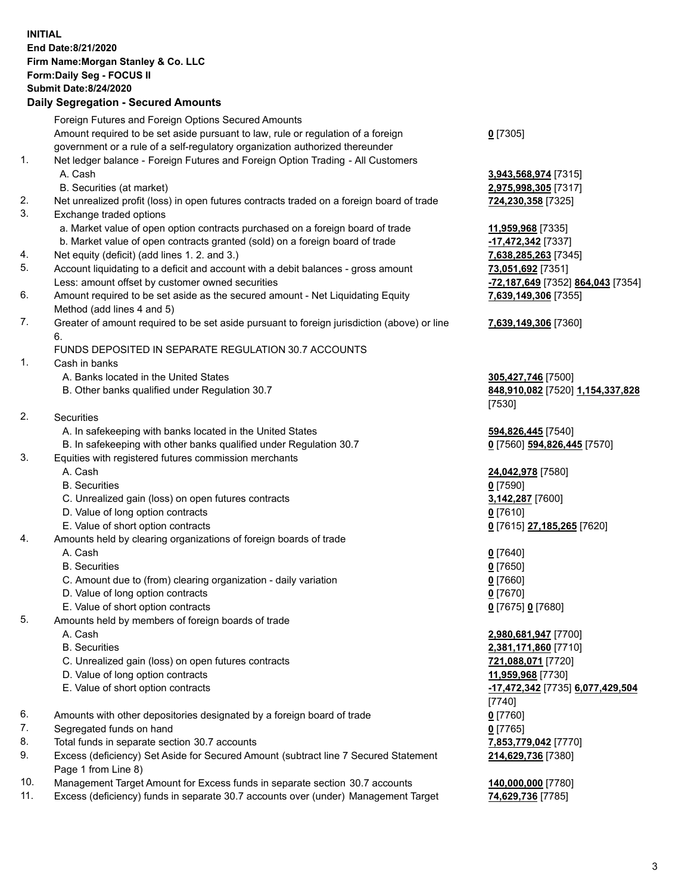**INITIAL**
**End Date:8/21/2020**
**Firm Name:Morgan Stanley & Co. LLC**
**Form:Daily Seg - FOCUS II**
**Submit Date:8/24/2020**

**Daily Segregation - Secured Amounts**

| | | |
|---|---|---|
| | Foreign Futures and Foreign Options Secured Amounts | |
| | Amount required to be set aside pursuant to law, rule or regulation of a foreign government or a rule of a self-regulatory organization authorized thereunder | **0** [7305] |
| 1. | Net ledger balance - Foreign Futures and Foreign Option Trading - All Customers | |
| | A. Cash | **3,943,568,974** [7315] |
| | B. Securities (at market) | **2,975,998,305** [7317] |
| 2. | Net unrealized profit (loss) in open futures contracts traded on a foreign board of trade | **724,230,358** [7325] |
| 3. | Exchange traded options | |
| | a. Market value of open option contracts purchased on a foreign board of trade | **11,959,968** [7335] |
| | b. Market value of open contracts granted (sold) on a foreign board of trade | **-17,472,342** [7337] |
| 4. | Net equity (deficit) (add lines 1. 2. and 3.) | **7,638,285,263** [7345] |
| 5. | Account liquidating to a deficit and account with a debit balances - gross amount | **73,051,692** [7351] |
| | Less: amount offset by customer owned securities | **-72,187,649** [7352] **864,043** [7354] |
| 6. | Amount required to be set aside as the secured amount - Net Liquidating Equity Method (add lines 4 and 5) | **7,639,149,306** [7355] |
| 7. | Greater of amount required to be set aside pursuant to foreign jurisdiction (above) or line 6. | **7,639,149,306** [7360] |
| | FUNDS DEPOSITED IN SEPARATE REGULATION 30.7 ACCOUNTS | |
| 1. | Cash in banks | |
| | A. Banks located in the United States | **305,427,746** [7500] |
| | B. Other banks qualified under Regulation 30.7 | **848,910,082** [7520] **1,154,337,828** [7530] |
| 2. | Securities | |
| | A. In safekeeping with banks located in the United States | **594,826,445** [7540] |
| | B. In safekeeping with other banks qualified under Regulation 30.7 | **0** [7560] **594,826,445** [7570] |
| 3. | Equities with registered futures commission merchants | |
| | A. Cash | **24,042,978** [7580] |
| | B. Securities | **0** [7590] |
| | C. Unrealized gain (loss) on open futures contracts | **3,142,287** [7600] |
| | D. Value of long option contracts | **0** [7610] |
| | E. Value of short option contracts | **0** [7615] **27,185,265** [7620] |
| 4. | Amounts held by clearing organizations of foreign boards of trade | |
| | A. Cash | **0** [7640] |
| | B. Securities | **0** [7650] |
| | C. Amount due to (from) clearing organization - daily variation | **0** [7660] |
| | D. Value of long option contracts | **0** [7670] |
| | E. Value of short option contracts | **0** [7675] **0** [7680] |
| 5. | Amounts held by members of foreign boards of trade | |
| | A. Cash | **2,980,681,947** [7700] |
| | B. Securities | **2,381,171,860** [7710] |
| | C. Unrealized gain (loss) on open futures contracts | **721,088,071** [7720] |
| | D. Value of long option contracts | **11,959,968** [7730] |
| | E. Value of short option contracts | **-17,472,342** [7735] **6,077,429,504** [7740] |
| 6. | Amounts with other depositories designated by a foreign board of trade | **0** [7760] |
| 7. | Segregated funds on hand | **0** [7765] |
| 8. | Total funds in separate section 30.7 accounts | **7,853,779,042** [7770] |
| 9. | Excess (deficiency) Set Aside for Secured Amount (subtract line 7 Secured Statement Page 1 from Line 8) | **214,629,736** [7380] |
| 10. | Management Target Amount for Excess funds in separate section 30.7 accounts | **140,000,000** [7780] |
| 11. | Excess (deficiency) funds in separate 30.7 accounts over (under) Management Target | **74,629,736** [7785] |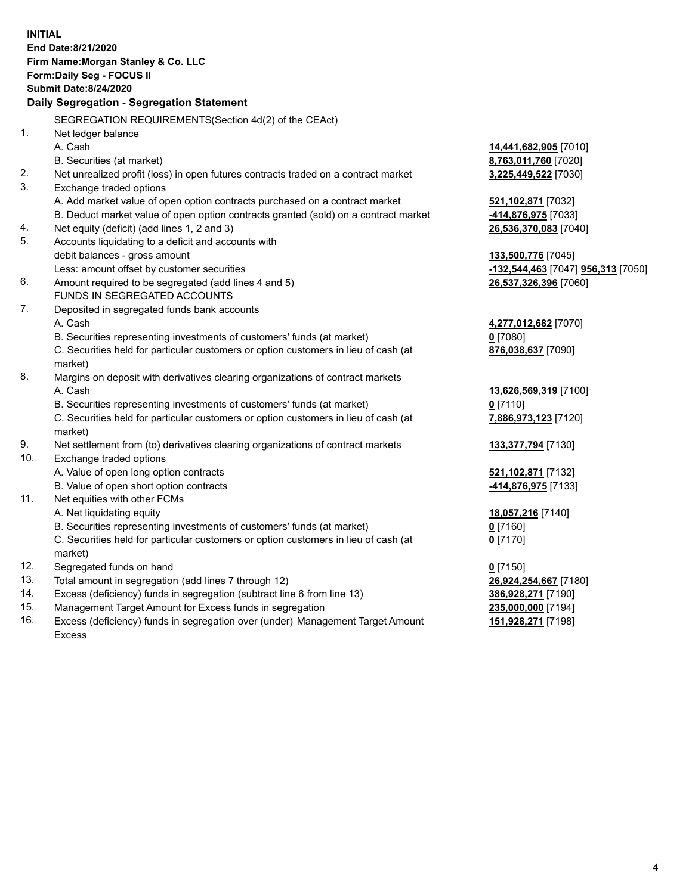**INITIAL**
**End Date:8/21/2020**
**Firm Name:Morgan Stanley & Co. LLC**
**Form:Daily Seg - FOCUS II**
**Submit Date:8/24/2020**

## Daily Segregation - Segregation Statement

SEGREGATION REQUIREMENTS(Section 4d(2) of the CEAct)

| | | |
|---|---|---|
| 1. | Net ledger balance | |
| | A. Cash | **14,441,682,905** [7010] |
| | B. Securities (at market) | **8,763,011,760** [7020] |
| 2. | Net unrealized profit (loss) in open futures contracts traded on a contract market | **3,225,449,522** [7030] |
| 3. | Exchange traded options | |
| | A. Add market value of open option contracts purchased on a contract market | **521,102,871** [7032] |
| | B. Deduct market value of open option contracts granted (sold) on a contract market | **-414,876,975** [7033] |
| 4. | Net equity (deficit) (add lines 1, 2 and 3) | **26,536,370,083** [7040] |
| 5. | Accounts liquidating to a deficit and accounts with debit balances - gross amount | **133,500,776** [7045] |
| | Less: amount offset by customer securities | **-132,544,463** [7047] **956,313** [7050] |
| 6. | Amount required to be segregated (add lines 4 and 5) | **26,537,326,396** [7060] |
| | FUNDS IN SEGREGATED ACCOUNTS | |
| 7. | Deposited in segregated funds bank accounts | |
| | A. Cash | **4,277,012,682** [7070] |
| | B. Securities representing investments of customers' funds (at market) | **0** [7080] |
| | C. Securities held for particular customers or option customers in lieu of cash (at market) | **876,038,637** [7090] |
| 8. | Margins on deposit with derivatives clearing organizations of contract markets | |
| | A. Cash | **13,626,569,319** [7100] |
| | B. Securities representing investments of customers' funds (at market) | **0** [7110] |
| | C. Securities held for particular customers or option customers in lieu of cash (at market) | **7,886,973,123** [7120] |
| 9. | Net settlement from (to) derivatives clearing organizations of contract markets | **133,377,794** [7130] |
| 10. | Exchange traded options | |
| | A. Value of open long option contracts | **521,102,871** [7132] |
| | B. Value of open short option contracts | **-414,876,975** [7133] |
| 11. | Net equities with other FCMs | |
| | A. Net liquidating equity | **18,057,216** [7140] |
| | B. Securities representing investments of customers' funds (at market) | **0** [7160] |
| | C. Securities held for particular customers or option customers in lieu of cash (at market) | **0** [7170] |
| 12. | Segregated funds on hand | **0** [7150] |
| 13. | Total amount in segregation (add lines 7 through 12) | **26,924,254,667** [7180] |
| 14. | Excess (deficiency) funds in segregation (subtract line 6 from line 13) | **386,928,271** [7190] |
| 15. | Management Target Amount for Excess funds in segregation | **235,000,000** [7194] |
| 16. | Excess (deficiency) funds in segregation over (under) Management Target Amount Excess | **151,928,271** [7198] |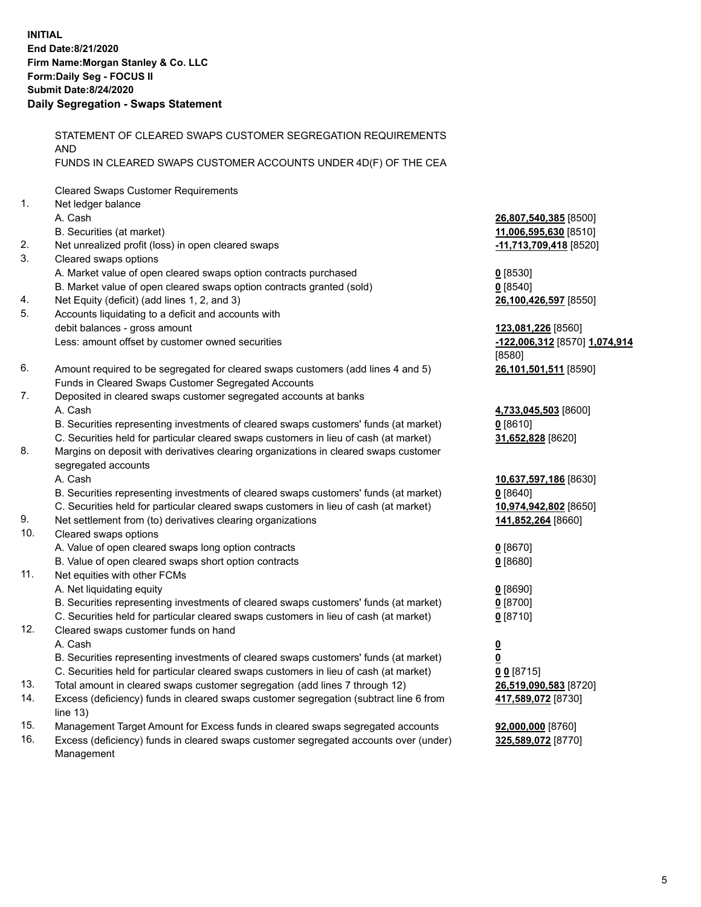**INITIAL**
**End Date:8/21/2020**
**Firm Name:Morgan Stanley & Co. LLC**
**Form:Daily Seg - FOCUS II**
**Submit Date:8/24/2020**
**Daily Segregation - Swaps Statement**

STATEMENT OF CLEARED SWAPS CUSTOMER SEGREGATION REQUIREMENTS AND FUNDS IN CLEARED SWAPS CUSTOMER ACCOUNTS UNDER 4D(F) OF THE CEA

| | | |
|---|---|---|
| | Cleared Swaps Customer Requirements | |
| 1. | Net ledger balance | |
| | A. Cash | **26,807,540,385** [8500] |
| | B. Securities (at market) | **11,006,595,630** [8510] |
| 2. | Net unrealized profit (loss) in open cleared swaps | **-11,713,709,418** [8520] |
| 3. | Cleared swaps options | |
| | A. Market value of open cleared swaps option contracts purchased | **0** [8530] |
| | B. Market value of open cleared swaps option contracts granted (sold) | **0** [8540] |
| 4. | Net Equity (deficit) (add lines 1, 2, and 3) | **26,100,426,597** [8550] |
| 5. | Accounts liquidating to a deficit and accounts with debit balances - gross amount | **123,081,226** [8560] |
| | Less: amount offset by customer owned securities | **-122,006,312** [8570] **1,074,914** [8580] |
| 6. | Amount required to be segregated for cleared swaps customers (add lines 4 and 5) | **26,101,501,511** [8590] |
| | Funds in Cleared Swaps Customer Segregated Accounts | |
| 7. | Deposited in cleared swaps customer segregated accounts at banks | |
| | A. Cash | **4,733,045,503** [8600] |
| | B. Securities representing investments of cleared swaps customers' funds (at market) | **0** [8610] |
| | C. Securities held for particular cleared swaps customers in lieu of cash (at market) | **31,652,828** [8620] |
| 8. | Margins on deposit with derivatives clearing organizations in cleared swaps customer segregated accounts | |
| | A. Cash | **10,637,597,186** [8630] |
| | B. Securities representing investments of cleared swaps customers' funds (at market) | **0** [8640] |
| | C. Securities held for particular cleared swaps customers in lieu of cash (at market) | **10,974,942,802** [8650] |
| 9. | Net settlement from (to) derivatives clearing organizations | **141,852,264** [8660] |
| 10. | Cleared swaps options | |
| | A. Value of open cleared swaps long option contracts | **0** [8670] |
| | B. Value of open cleared swaps short option contracts | **0** [8680] |
| 11. | Net equities with other FCMs | |
| | A. Net liquidating equity | **0** [8690] |
| | B. Securities representing investments of cleared swaps customers' funds (at market) | **0** [8700] |
| | C. Securities held for particular cleared swaps customers in lieu of cash (at market) | **0** [8710] |
| 12. | Cleared swaps customer funds on hand | |
| | A. Cash | **0** |
| | B. Securities representing investments of cleared swaps customers' funds (at market) | **0** |
| | C. Securities held for particular cleared swaps customers in lieu of cash (at market) | **0** **0** [8715] |
| 13. | Total amount in cleared swaps customer segregation (add lines 7 through 12) | **26,519,090,583** [8720] |
| 14. | Excess (deficiency) funds in cleared swaps customer segregation (subtract line 6 from line 13) | **417,589,072** [8730] |
| 15. | Management Target Amount for Excess funds in cleared swaps segregated accounts | **92,000,000** [8760] |
| 16. | Excess (deficiency) funds in cleared swaps customer segregated accounts over (under) Management | **325,589,072** [8770] |